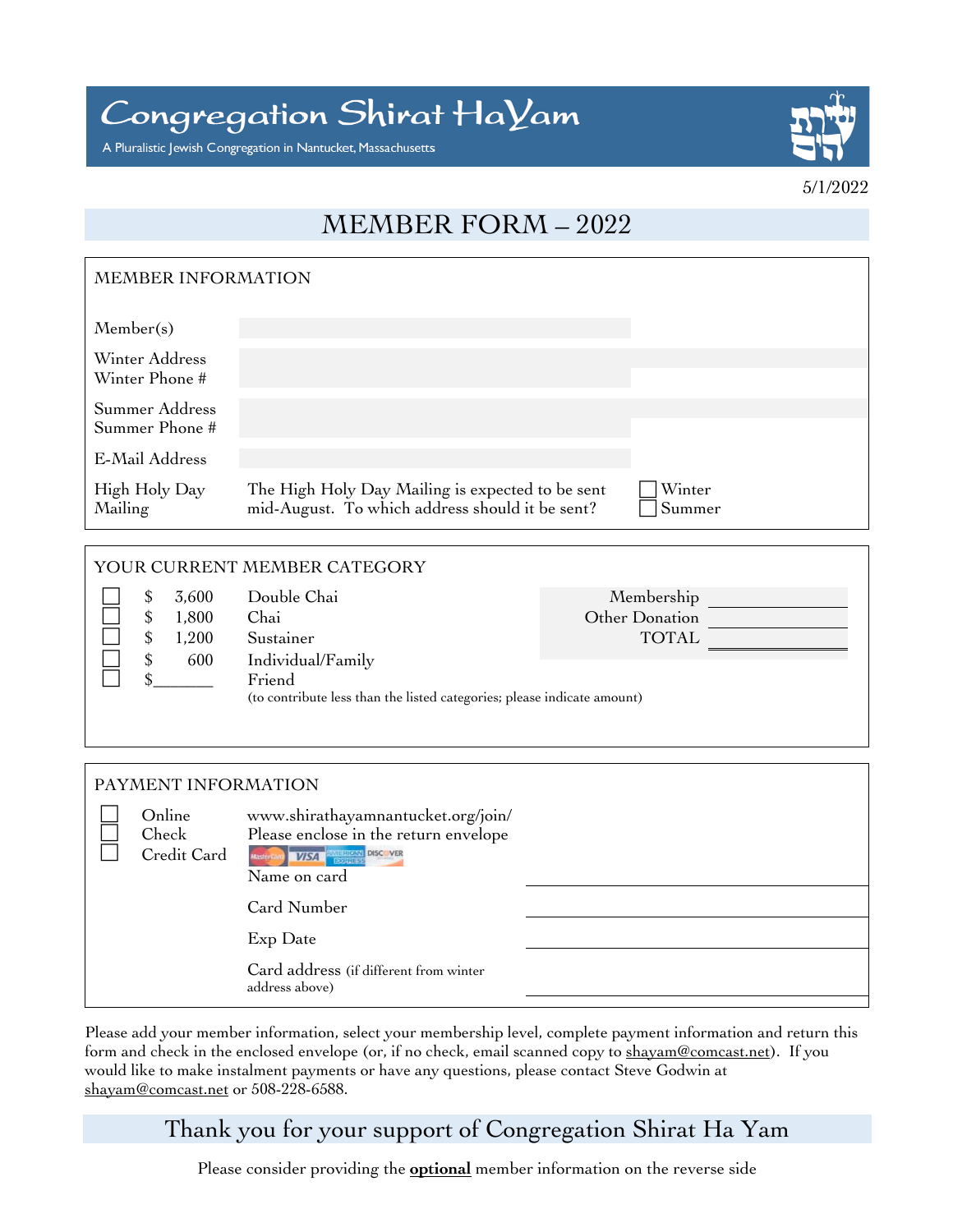# Congregation Shirat HaYam

A Pluralistic Jewish Congregation in Nantucket, Massachusetts

5/1/2022

## MEMBER FORM – 2022

### MEMBER INFORMATION

| | | |
|---|---|---|
| Member(s) | | |
| Winter Address<br>Winter Phone # | | |
| Summer Address<br>Summer Phone # | | |
| E-Mail Address | | |
| High Holy Day Mailing | The High Holy Day Mailing is expected to be sent mid-August. To which address should it be sent? | ☐ Winter<br>☐ Summer |

### YOUR CURRENT MEMBER CATEGORY

| | | | |
|---|---|---|---|
| ☐ | $ 3,600 | Double Chai | |
| ☐ | $ 1,800 | Chai | |
| ☐ | $ 1,200 | Sustainer | |
| ☐ | $ 600 | Individual/Family | |
| ☐ | $_______ | Friend | (to contribute less than the listed categories; please indicate amount) |

Membership ____________

Other Donation ____________

TOTAL ____________

### PAYMENT INFORMATION

| | | |
|---|---|---|
| ☐ | Online | www.shirathayamnantucket.org/join/ |
| ☐ | Check | Please enclose in the return envelope |
| ☐ | Credit Card | MasterCard, VISA, American Express, Discover |

Name on card ____________________

Card Number ____________________

Exp Date ____________________

Card address (if different from winter address above) ____________________

Please add your member information, select your membership level, complete payment information and return this form and check in the enclosed envelope (or, if no check, email scanned copy to shayam@comcast.net). If you would like to make instalment payments or have any questions, please contact Steve Godwin at shayam@comcast.net or 508-228-6588.

## Thank you for your support of Congregation Shirat Ha Yam

Please consider providing the **optional** member information on the reverse side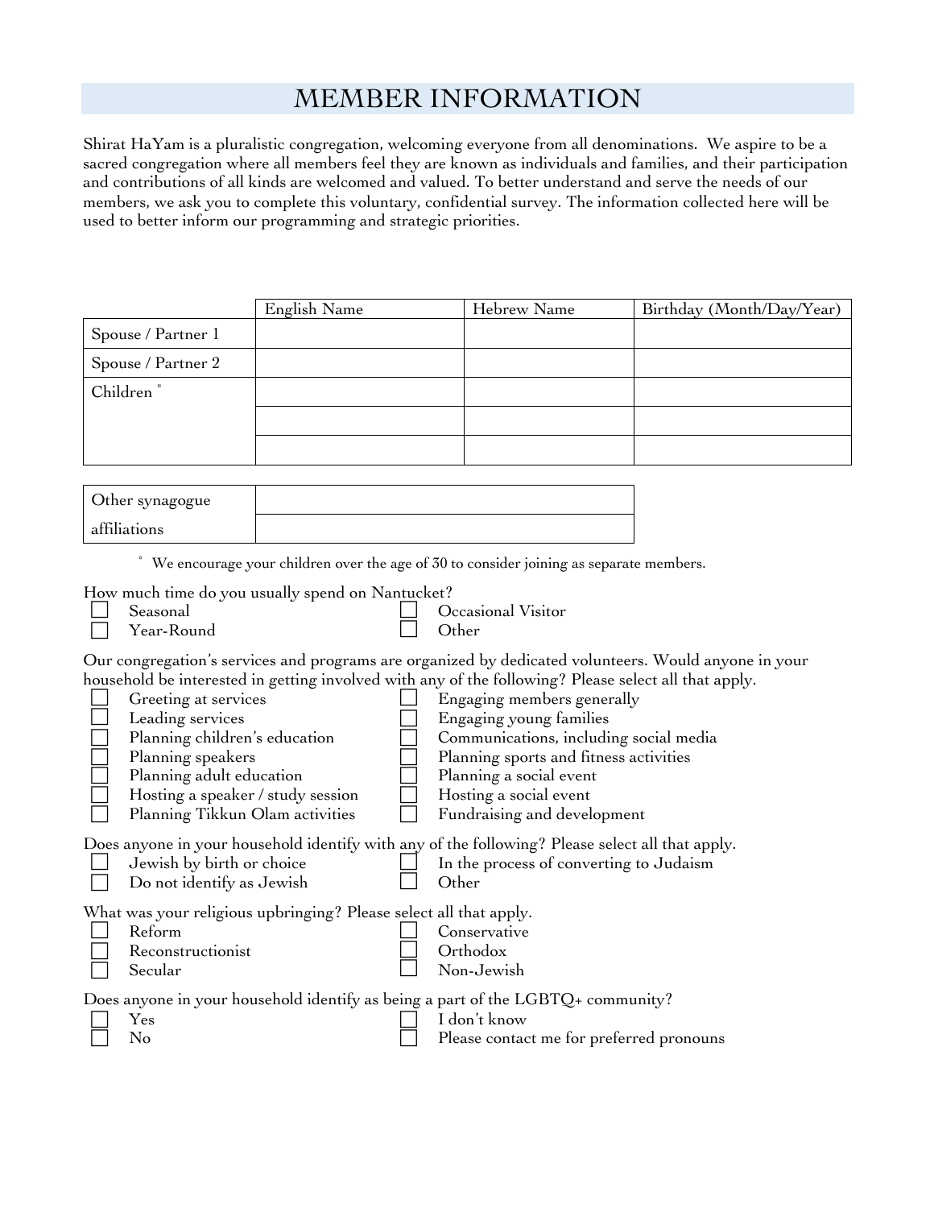## MEMBER INFORMATION

Shirat HaYam is a pluralistic congregation, welcoming everyone from all denominations. We aspire to be a sacred congregation where all members feel they are known as individuals and families, and their participation and contributions of all kinds are welcomed and valued. To better understand and serve the needs of our members, we ask you to complete this voluntary, confidential survey. The information collected here will be used to better inform our programming and strategic priorities.

| | English Name | Hebrew Name | Birthday (Month/Day/Year) |
|---|---|---|---|
| Spouse / Partner 1 | | | |
| Spouse / Partner 2 | | | |
| Children * | | | |
| | | | |
| | | | |

| | |
|---|---|
| Other synagogue | |
| affiliations | |

\* We encourage your children over the age of 30 to consider joining as separate members.

How much time do you usually spend on Nantucket?

- ☐ Seasonal
- ☐ Year-Round
- ☐ Occasional Visitor
- ☐ Other

Our congregation's services and programs are organized by dedicated volunteers. Would anyone in your household be interested in getting involved with any of the following? Please select all that apply.

- ☐ Greeting at services
- ☐ Leading services
- ☐ Planning children's education
- ☐ Planning speakers
- ☐ Planning adult education
- ☐ Hosting a speaker / study session
- ☐ Planning Tikkun Olam activities
- ☐ Engaging members generally
- ☐ Engaging young families
- ☐ Communications, including social media
- ☐ Planning sports and fitness activities
- ☐ Planning a social event
- ☐ Hosting a social event
- ☐ Fundraising and development

Does anyone in your household identify with any of the following? Please select all that apply.

- ☐ Jewish by birth or choice
- ☐ Do not identify as Jewish
- ☐ In the process of converting to Judaism
- ☐ Other

What was your religious upbringing? Please select all that apply.

- ☐ Reform
- ☐ Reconstructionist
- ☐ Secular
- ☐ Conservative
- ☐ Orthodox
- ☐ Non-Jewish

Does anyone in your household identify as being a part of the LGBTQ+ community?

- ☐ Yes
- ☐ No
- ☐ I don't know
- ☐ Please contact me for preferred pronouns